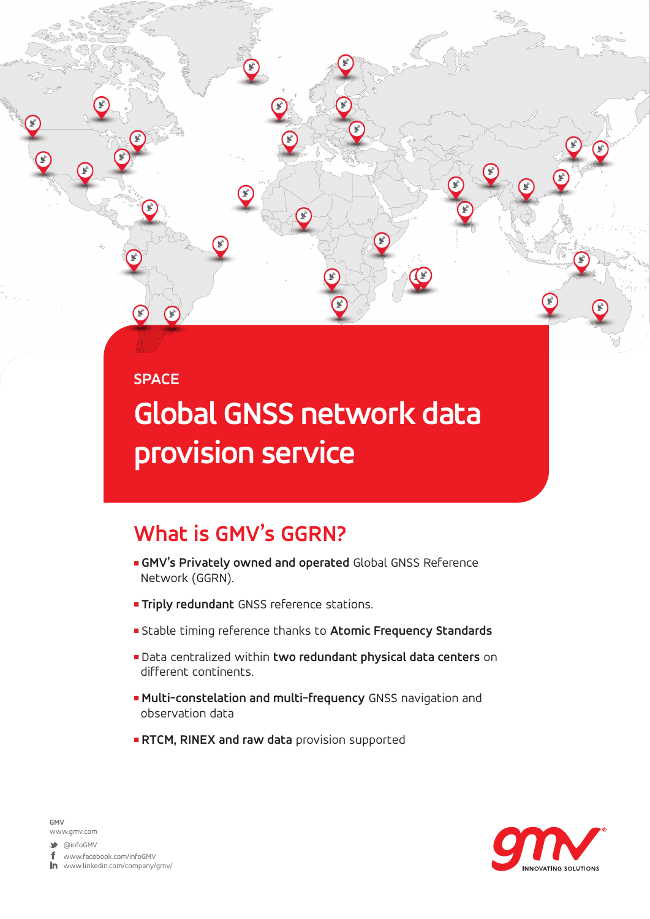SPACE

# Global GNSS network data provision service

## What is GMV's GGRN?

- **GMV's Privately owned and operated** Global GNSS Reference Network (GGRN).
- **Triply redundant** GNSS reference stations.
- Stable timing reference thanks to **Atomic Frequency Standards**
- Data centralized within **two redundant physical data centers** on different continents.
- **Multi-constelation and multi-frequency** GNSS navigation and observation data
- **RTCM, RINEX and raw data** provision supported

GMV
www.gmv.com
@infoGMV
www.facebook.com/infoGMV
www.linkedin.com/company/gmv/

gmv INNOVATING SOLUTIONS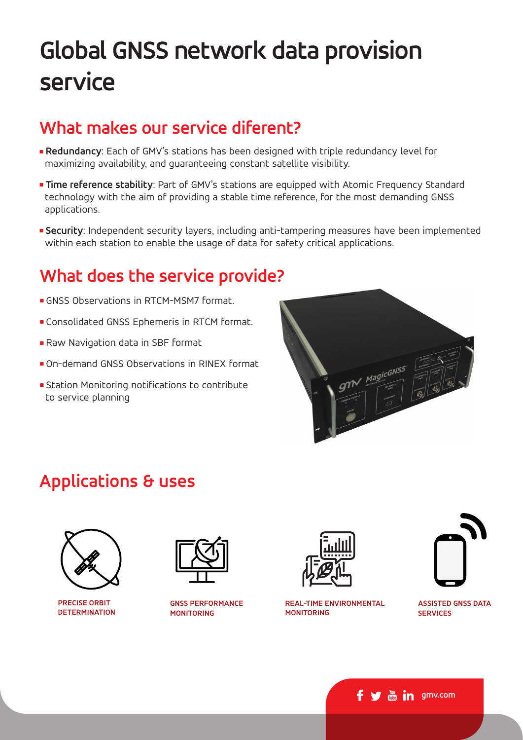# Global GNSS network data provision service

## What makes our service diferent?

- **Redundancy**: Each of GMV's stations has been designed with triple redundancy level for maximizing availability, and guaranteeing constant satellite visibility.
- **Time reference stability**: Part of GMV's stations are equipped with Atomic Frequency Standard technology with the aim of providing a stable time reference, for the most demanding GNSS applications.
- **Security**: Independent security layers, including anti-tampering measures have been implemented within each station to enable the usage of data for safety critical applications.

## What does the service provide?

- GNSS Observations in RTCM-MSM7 format.
- Consolidated GNSS Ephemeris in RTCM format.
- Raw Navigation data in SBF format
- On-demand GNSS Observations in RINEX format
- Station Monitoring notifications to contribute to service planning

## Applications & uses

PRECISE ORBIT DETERMINATION

GNSS PERFORMANCE MONITORING

REAL-TIME ENVIRONMENTAL MONITORING

ASSISTED GNSS DATA SERVICES

gmv.com